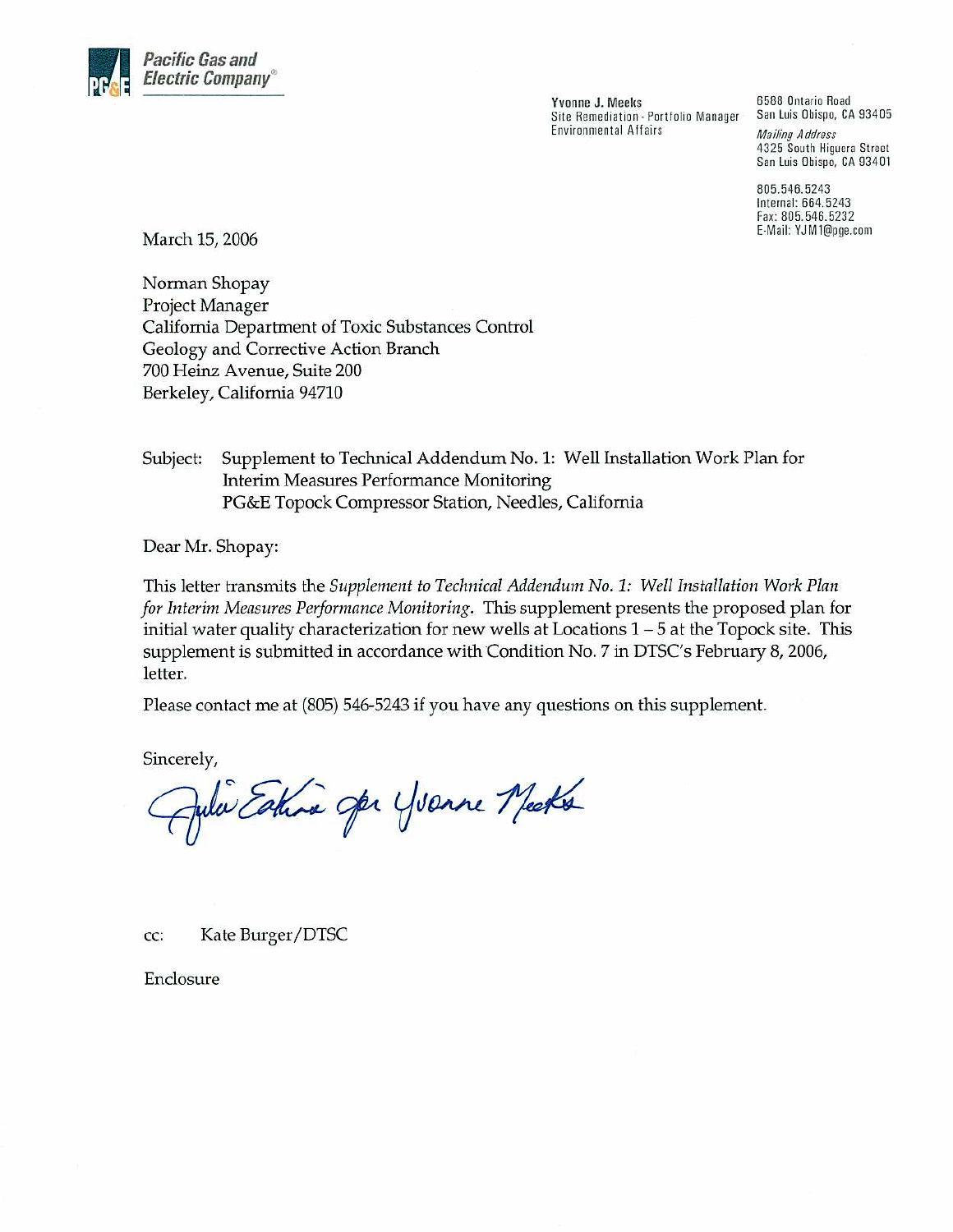**Pacific Gas and Electric Company**®

Yvonne J. Meeks
Site Remediation - Portfolio Manager
Environmental Affairs

6588 Ontario Road
San Luis Obispo, CA 93405

*Mailing Address*
4325 South Higuera Street
San Luis Obispo, CA 93401

805.546.5243
Internal: 664.5243
Fax: 805.546.5232
E-Mail: YJM1@pge.com

March 15, 2006

Norman Shopay
Project Manager
California Department of Toxic Substances Control
Geology and Corrective Action Branch
700 Heinz Avenue, Suite 200
Berkeley, California 94710

Subject: Supplement to Technical Addendum No. 1: Well Installation Work Plan for Interim Measures Performance Monitoring
PG&E Topock Compressor Station, Needles, California

Dear Mr. Shopay:

This letter transmits the *Supplement to Technical Addendum No. 1: Well Installation Work Plan for Interim Measures Performance Monitoring*. This supplement presents the proposed plan for initial water quality characterization for new wells at Locations 1 – 5 at the Topock site. This supplement is submitted in accordance with Condition No. 7 in DTSC's February 8, 2006, letter.

Please contact me at (805) 546-5243 if you have any questions on this supplement.

Sincerely,

Julia Eakins for Yvonne Meeks

cc: Kate Burger/DTSC

Enclosure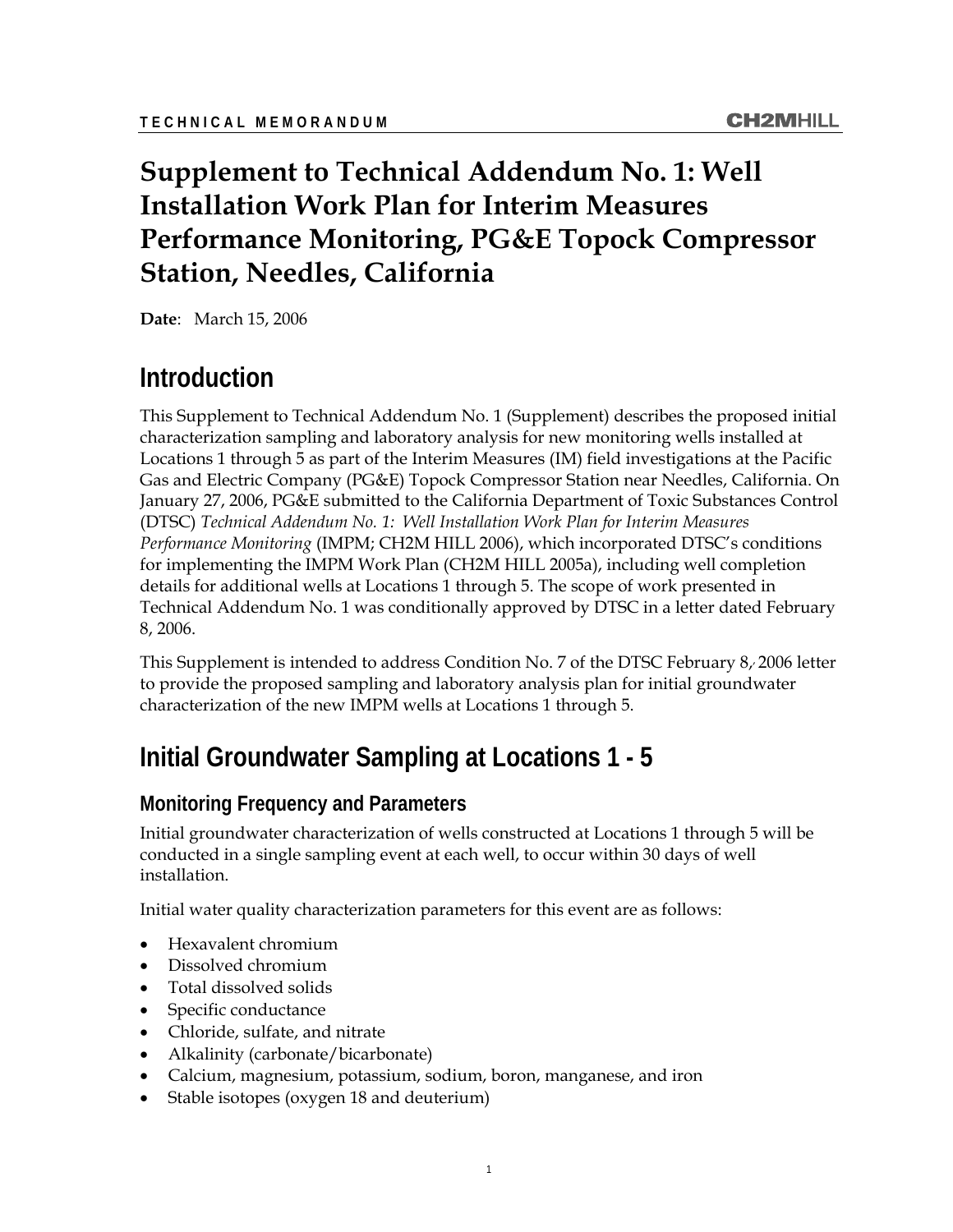# Supplement to Technical Addendum No. 1: Well Installation Work Plan for Interim Measures Performance Monitoring, PG&E Topock Compressor Station, Needles, California

**Date**: March 15, 2006

## Introduction

This Supplement to Technical Addendum No. 1 (Supplement) describes the proposed initial characterization sampling and laboratory analysis for new monitoring wells installed at Locations 1 through 5 as part of the Interim Measures (IM) field investigations at the Pacific Gas and Electric Company (PG&E) Topock Compressor Station near Needles, California. On January 27, 2006, PG&E submitted to the California Department of Toxic Substances Control (DTSC) *Technical Addendum No. 1: Well Installation Work Plan for Interim Measures Performance Monitoring* (IMPM; CH2M HILL 2006), which incorporated DTSC's conditions for implementing the IMPM Work Plan (CH2M HILL 2005a), including well completion details for additional wells at Locations 1 through 5. The scope of work presented in Technical Addendum No. 1 was conditionally approved by DTSC in a letter dated February 8, 2006.

This Supplement is intended to address Condition No. 7 of the DTSC February 8, 2006 letter to provide the proposed sampling and laboratory analysis plan for initial groundwater characterization of the new IMPM wells at Locations 1 through 5.

## Initial Groundwater Sampling at Locations 1 - 5

### Monitoring Frequency and Parameters

Initial groundwater characterization of wells constructed at Locations 1 through 5 will be conducted in a single sampling event at each well, to occur within 30 days of well installation.

Initial water quality characterization parameters for this event are as follows:

- Hexavalent chromium
- Dissolved chromium
- Total dissolved solids
- Specific conductance
- Chloride, sulfate, and nitrate
- Alkalinity (carbonate/bicarbonate)
- Calcium, magnesium, potassium, sodium, boron, manganese, and iron
- Stable isotopes (oxygen 18 and deuterium)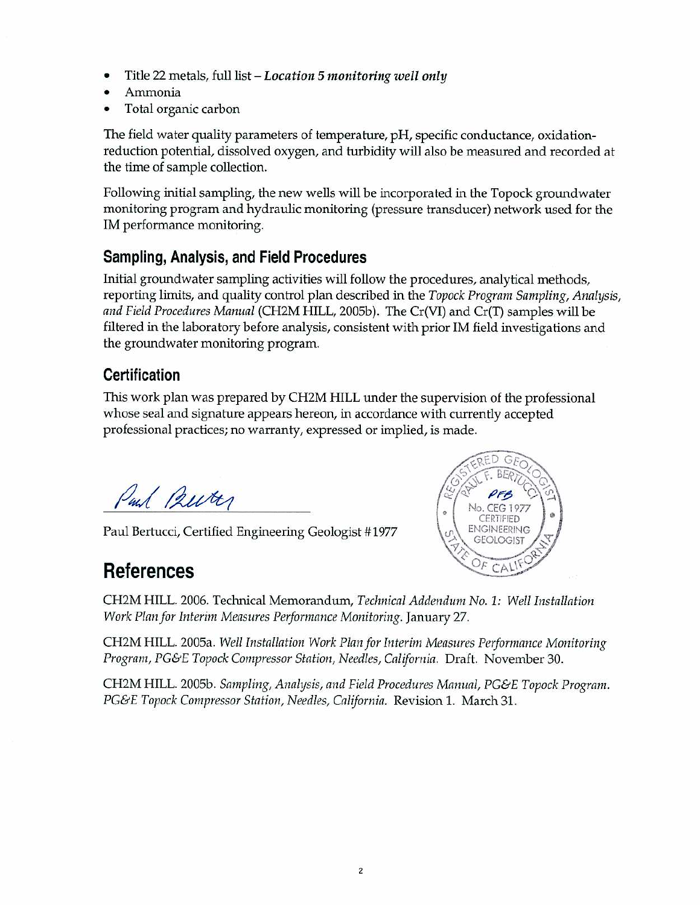- Title 22 metals, full list – ***Location 5 monitoring well only***
- Ammonia
- Total organic carbon

The field water quality parameters of temperature, pH, specific conductance, oxidation-reduction potential, dissolved oxygen, and turbidity will also be measured and recorded at the time of sample collection.

Following initial sampling, the new wells will be incorporated in the Topock groundwater monitoring program and hydraulic monitoring (pressure transducer) network used for the IM performance monitoring.

## Sampling, Analysis, and Field Procedures

Initial groundwater sampling activities will follow the procedures, analytical methods, reporting limits, and quality control plan described in the *Topock Program Sampling, Analysis, and Field Procedures Manual* (CH2M HILL, 2005b). The Cr(VI) and Cr(T) samples will be filtered in the laboratory before analysis, consistent with prior IM field investigations and the groundwater monitoring program.

## Certification

This work plan was prepared by CH2M HILL under the supervision of the professional whose seal and signature appears hereon, in accordance with currently accepted professional practices; no warranty, expressed or implied, is made.

Paul Bertucci, Certified Engineering Geologist #1977

REGISTERED GEOLOGIST
PAUL F. BERTUCCI
PFB
No. CEG 1977
CERTIFIED ENGINEERING GEOLOGIST
STATE OF CALIFORNIA

# References

CH2M HILL. 2006. Technical Memorandum, *Technical Addendum No. 1: Well Installation Work Plan for Interim Measures Performance Monitoring*. January 27.

CH2M HILL. 2005a. *Well Installation Work Plan for Interim Measures Performance Monitoring Program, PG&E Topock Compressor Station, Needles, California*. Draft. November 30.

CH2M HILL. 2005b. *Sampling, Analysis, and Field Procedures Manual, PG&E Topock Program. PG&E Topock Compressor Station, Needles, California*. Revision 1. March 31.